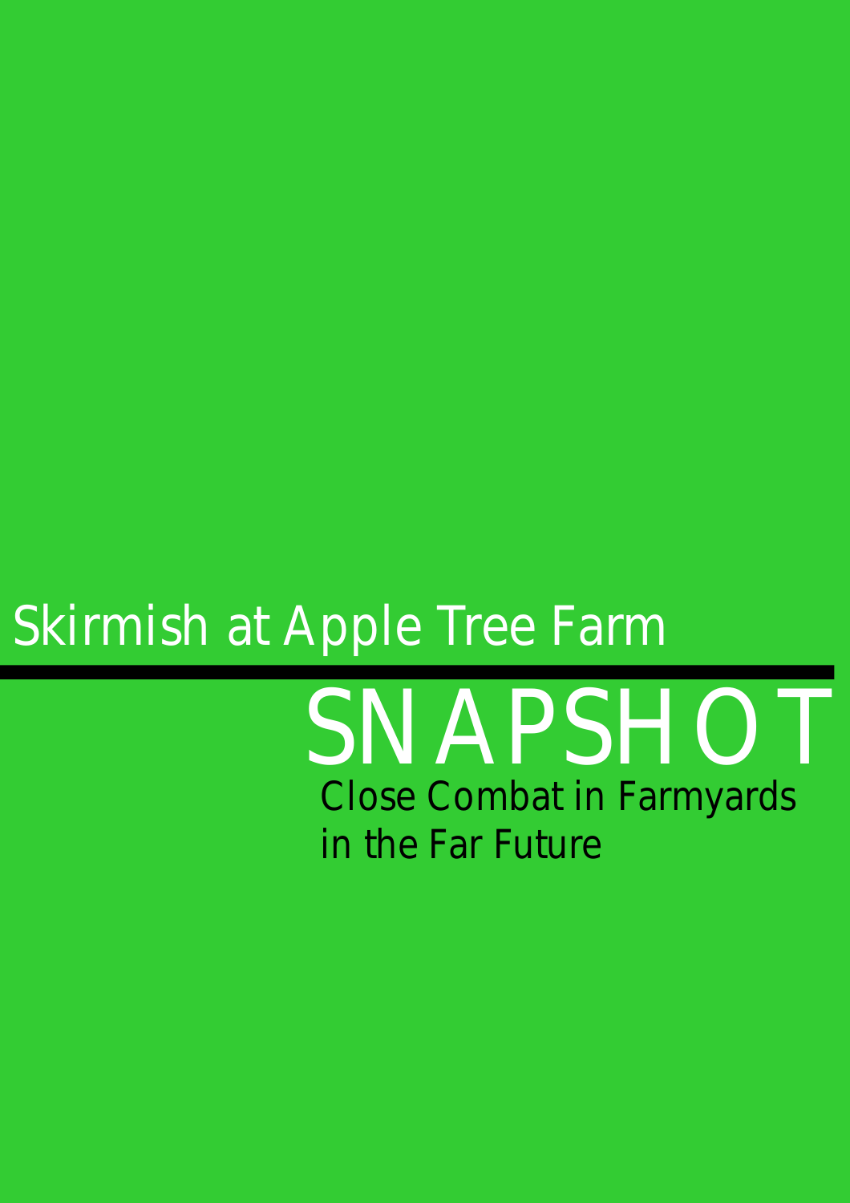Skirmish at Apple Tree Farm

# SNAPSHOT

Close Combat in Farmyards in the Far Future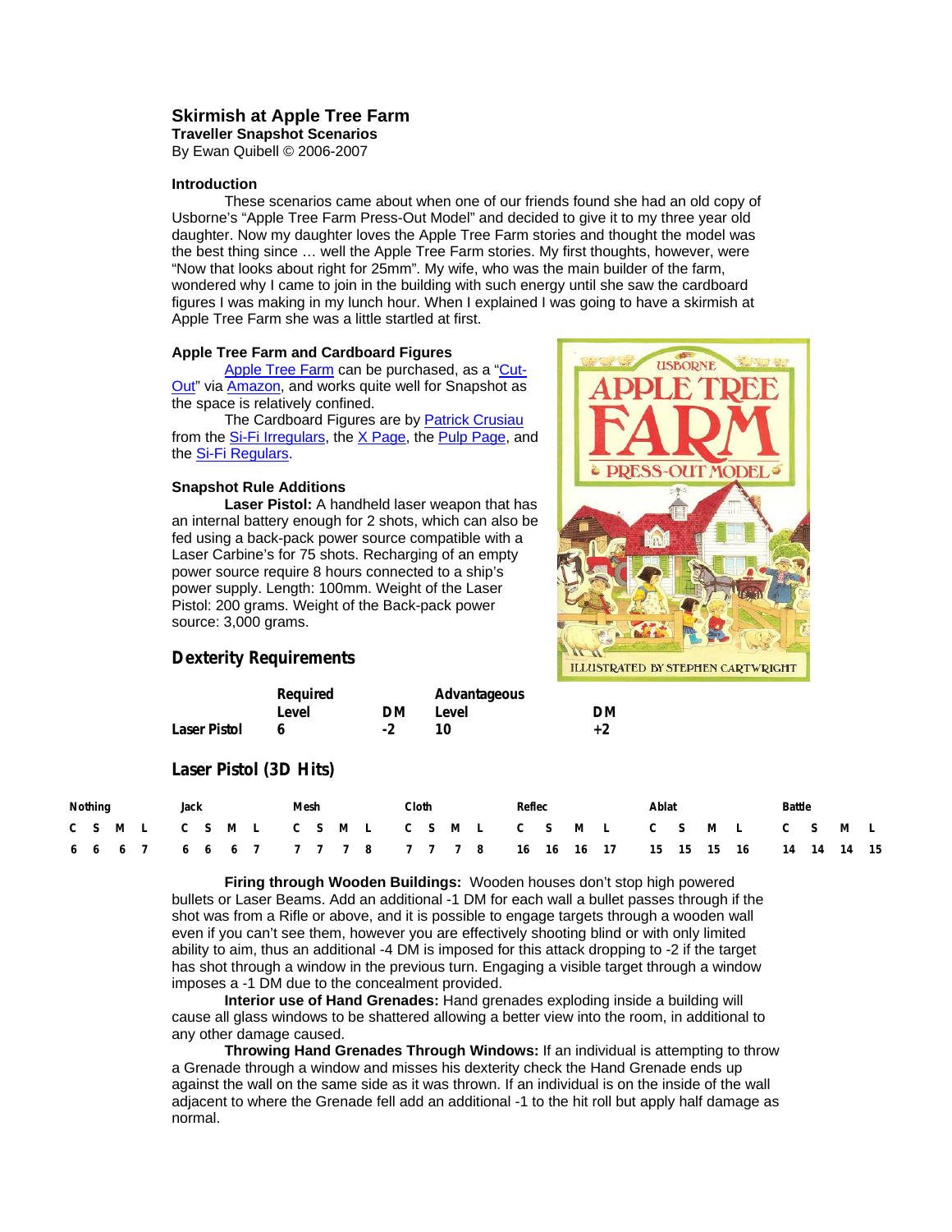# Skirmish at Apple Tree Farm

**Traveller Snapshot Scenarios**

By Ewan Quibell © 2006-2007

### Introduction

These scenarios came about when one of our friends found she had an old copy of Usborne's "Apple Tree Farm Press-Out Model" and decided to give it to my three year old daughter. Now my daughter loves the Apple Tree Farm stories and thought the model was the best thing since … well the Apple Tree Farm stories. My first thoughts, however, were "Now that looks about right for 25mm". My wife, who was the main builder of the farm, wondered why I came to join in the building with such energy until she saw the cardboard figures I was making in my lunch hour. When I explained I was going to have a skirmish at Apple Tree Farm she was a little startled at first.

### Apple Tree Farm and Cardboard Figures

Apple Tree Farm can be purchased, as a "Cut-Out" via Amazon, and works quite well for Snapshot as the space is relatively confined.

The Cardboard Figures are by Patrick Crusiau from the Si-Fi Irregulars, the X Page, the Pulp Page, and the Si-Fi Regulars.

### Snapshot Rule Additions

**Laser Pistol:** A handheld laser weapon that has an internal battery enough for 2 shots, which can also be fed using a back-pack power source compatible with a Laser Carbine's for 75 shots. Recharging of an empty power source require 8 hours connected to a ship's power supply. Length: 100mm. Weight of the Laser Pistol: 200 grams. Weight of the Back-pack power source: 3,000 grams.

### Dexterity Requirements

| | Required Level | DM | Advantageous Level | DM |
|---|---|---|---|---|
| Laser Pistol | 6 | -2 | 10 | +2 |

### Laser Pistol (3D Hits)

| Nothing | | | | Jack | | | | Mesh | | | | Cloth | | | | Reflec | | | | Ablat | | | | Battle | | | |
|---|---|---|---|---|---|---|---|---|---|---|---|---|---|---|---|---|---|---|---|---|---|---|---|---|---|---|---|
| C | S | M | L | C | S | M | L | C | S | M | L | C | S | M | L | C | S | M | L | C | S | M | L | C | S | M | L |
| 6 | 6 | 6 | 7 | 6 | 6 | 6 | 7 | 7 | 7 | 7 | 8 | 7 | 7 | 7 | 8 | 16 | 16 | 16 | 17 | 15 | 15 | 15 | 16 | 14 | 14 | 14 | 15 |

**Firing through Wooden Buildings:** Wooden houses don't stop high powered bullets or Laser Beams. Add an additional -1 DM for each wall a bullet passes through if the shot was from a Rifle or above, and it is possible to engage targets through a wooden wall even if you can't see them, however you are effectively shooting blind or with only limited ability to aim, thus an additional -4 DM is imposed for this attack dropping to -2 if the target has shot through a window in the previous turn. Engaging a visible target through a window imposes a -1 DM due to the concealment provided.

**Interior use of Hand Grenades:** Hand grenades exploding inside a building will cause all glass windows to be shattered allowing a better view into the room, in additional to any other damage caused.

**Throwing Hand Grenades Through Windows:** If an individual is attempting to throw a Grenade through a window and misses his dexterity check the Hand Grenade ends up against the wall on the same side as it was thrown. If an individual is on the inside of the wall adjacent to where the Grenade fell add an additional -1 to the hit roll but apply half damage as normal.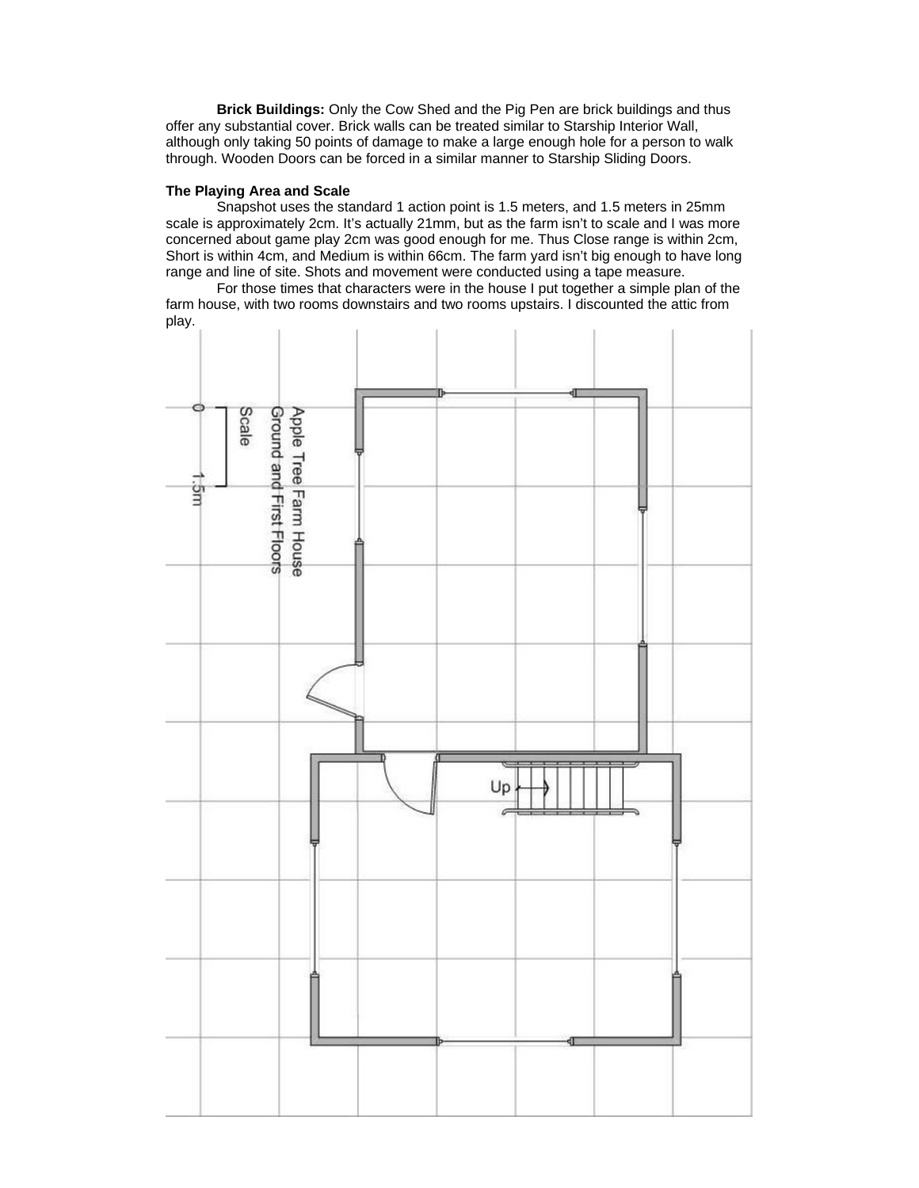**Brick Buildings:** Only the Cow Shed and the Pig Pen are brick buildings and thus offer any substantial cover. Brick walls can be treated similar to Starship Interior Wall, although only taking 50 points of damage to make a large enough hole for a person to walk through. Wooden Doors can be forced in a similar manner to Starship Sliding Doors.

### The Playing Area and Scale

Snapshot uses the standard 1 action point is 1.5 meters, and 1.5 meters in 25mm scale is approximately 2cm. It's actually 21mm, but as the farm isn't to scale and I was more concerned about game play 2cm was good enough for me. Thus Close range is within 2cm, Short is within 4cm, and Medium is within 66cm. The farm yard isn't big enough to have long range and line of site. Shots and movement were conducted using a tape measure.

For those times that characters were in the house I put together a simple plan of the farm house, with two rooms downstairs and two rooms upstairs. I discounted the attic from play.

Apple Tree Farm House
Ground and First Floors

Scale
0 — 1.5m

Up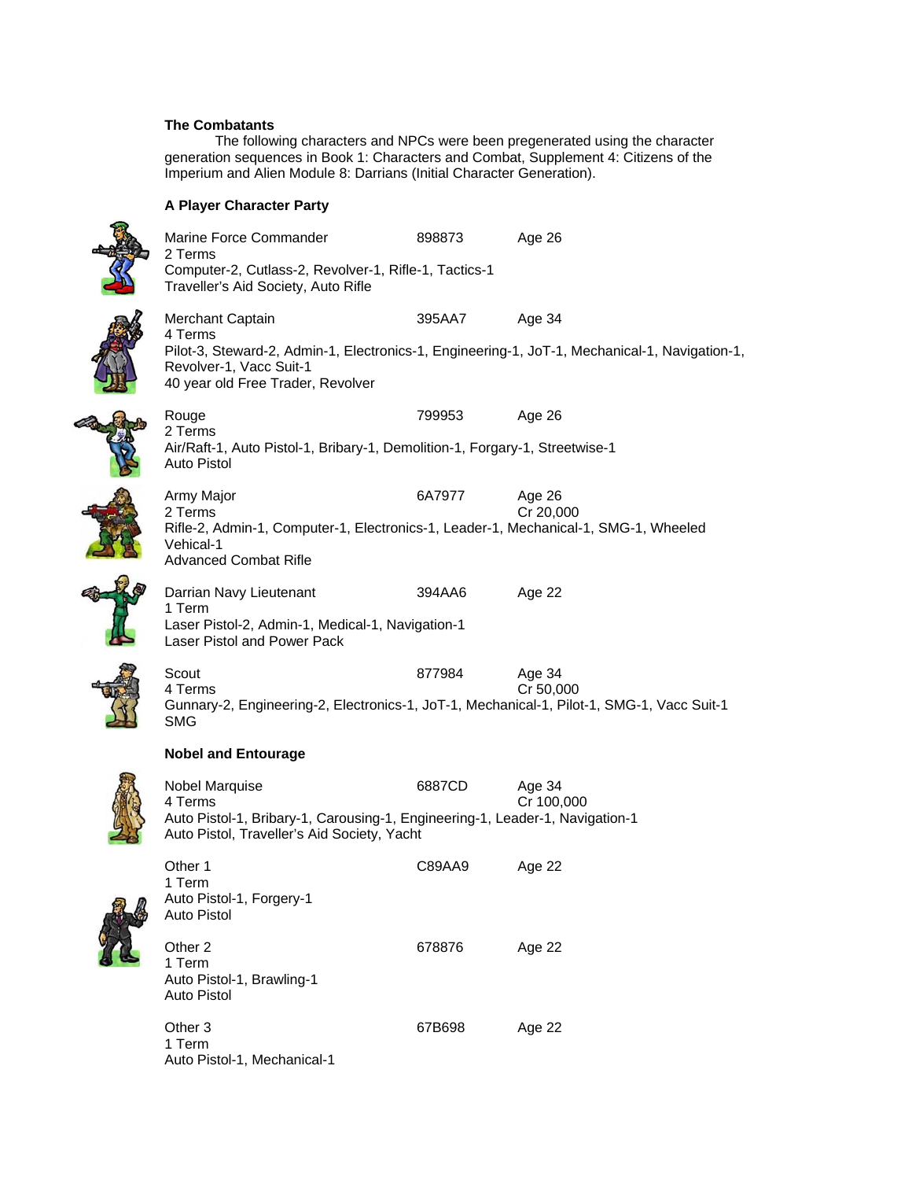**The Combatants**

The following characters and NPCs were been pregenerated using the character generation sequences in Book 1: Characters and Combat, Supplement 4: Citizens of the Imperium and Alien Module 8: Darrians (Initial Character Generation).

**A Player Character Party**

Marine Force Commander 898873 Age 26
2 Terms
Computer-2, Cutlass-2, Revolver-1, Rifle-1, Tactics-1
Traveller's Aid Society, Auto Rifle

Merchant Captain 395AA7 Age 34
4 Terms
Pilot-3, Steward-2, Admin-1, Electronics-1, Engineering-1, JoT-1, Mechanical-1, Navigation-1, Revolver-1, Vacc Suit-1
40 year old Free Trader, Revolver

Rouge 799953 Age 26
2 Terms
Air/Raft-1, Auto Pistol-1, Bribary-1, Demolition-1, Forgary-1, Streetwise-1
Auto Pistol

Army Major 6A7977 Age 26
2 Terms Cr 20,000
Rifle-2, Admin-1, Computer-1, Electronics-1, Leader-1, Mechanical-1, SMG-1, Wheeled Vehical-1
Advanced Combat Rifle

Darrian Navy Lieutenant 394AA6 Age 22
1 Term
Laser Pistol-2, Admin-1, Medical-1, Navigation-1
Laser Pistol and Power Pack

Scout 877984 Age 34
4 Terms Cr 50,000
Gunnary-2, Engineering-2, Electronics-1, JoT-1, Mechanical-1, Pilot-1, SMG-1, Vacc Suit-1
SMG

**Nobel and Entourage**

Nobel Marquise 6887CD Age 34
4 Terms Cr 100,000
Auto Pistol-1, Bribary-1, Carousing-1, Engineering-1, Leader-1, Navigation-1
Auto Pistol, Traveller's Aid Society, Yacht

Other 1 C89AA9 Age 22
1 Term
Auto Pistol-1, Forgery-1
Auto Pistol

Other 2 678876 Age 22
1 Term
Auto Pistol-1, Brawling-1
Auto Pistol

Other 3 67B698 Age 22
1 Term
Auto Pistol-1, Mechanical-1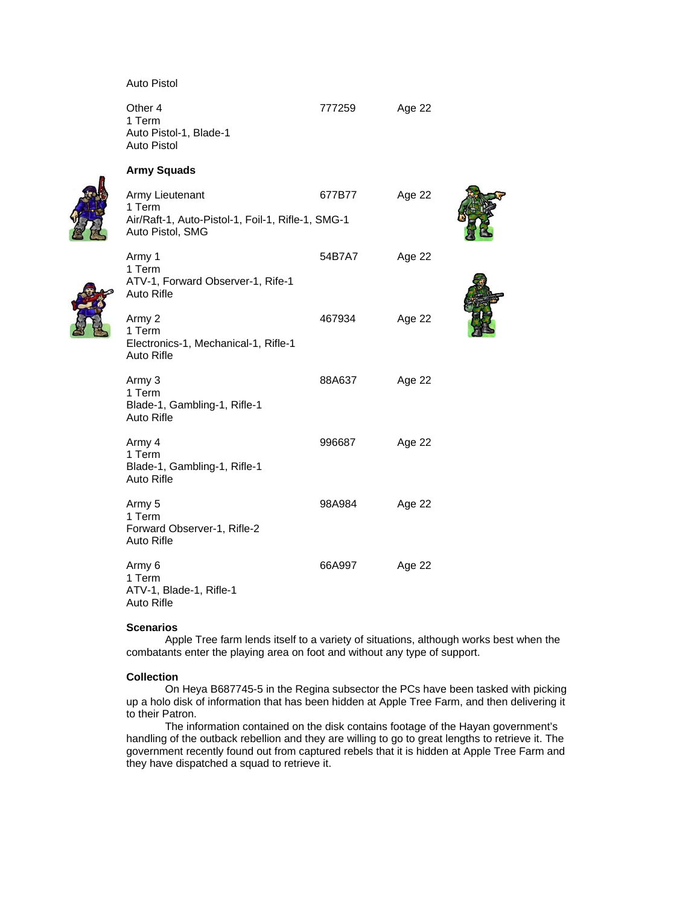Auto Pistol

Other 4 777259 Age 22
1 Term
Auto Pistol-1, Blade-1
Auto Pistol

**Army Squads**

Army Lieutenant 677B77 Age 22
1 Term
Air/Raft-1, Auto-Pistol-1, Foil-1, Rifle-1, SMG-1
Auto Pistol, SMG

Army 1 54B7A7 Age 22
1 Term
ATV-1, Forward Observer-1, Rife-1
Auto Rifle

Army 2 467934 Age 22
1 Term
Electronics-1, Mechanical-1, Rifle-1
Auto Rifle

Army 3 88A637 Age 22
1 Term
Blade-1, Gambling-1, Rifle-1
Auto Rifle

Army 4 996687 Age 22
1 Term
Blade-1, Gambling-1, Rifle-1
Auto Rifle

Army 5 98A984 Age 22
1 Term
Forward Observer-1, Rifle-2
Auto Rifle

Army 6 66A997 Age 22
1 Term
ATV-1, Blade-1, Rifle-1
Auto Rifle

**Scenarios**

Apple Tree farm lends itself to a variety of situations, although works best when the combatants enter the playing area on foot and without any type of support.

**Collection**

On Heya B687745-5 in the Regina subsector the PCs have been tasked with picking up a holo disk of information that has been hidden at Apple Tree Farm, and then delivering it to their Patron.

The information contained on the disk contains footage of the Hayan government's handling of the outback rebellion and they are willing to go to great lengths to retrieve it. The government recently found out from captured rebels that it is hidden at Apple Tree Farm and they have dispatched a squad to retrieve it.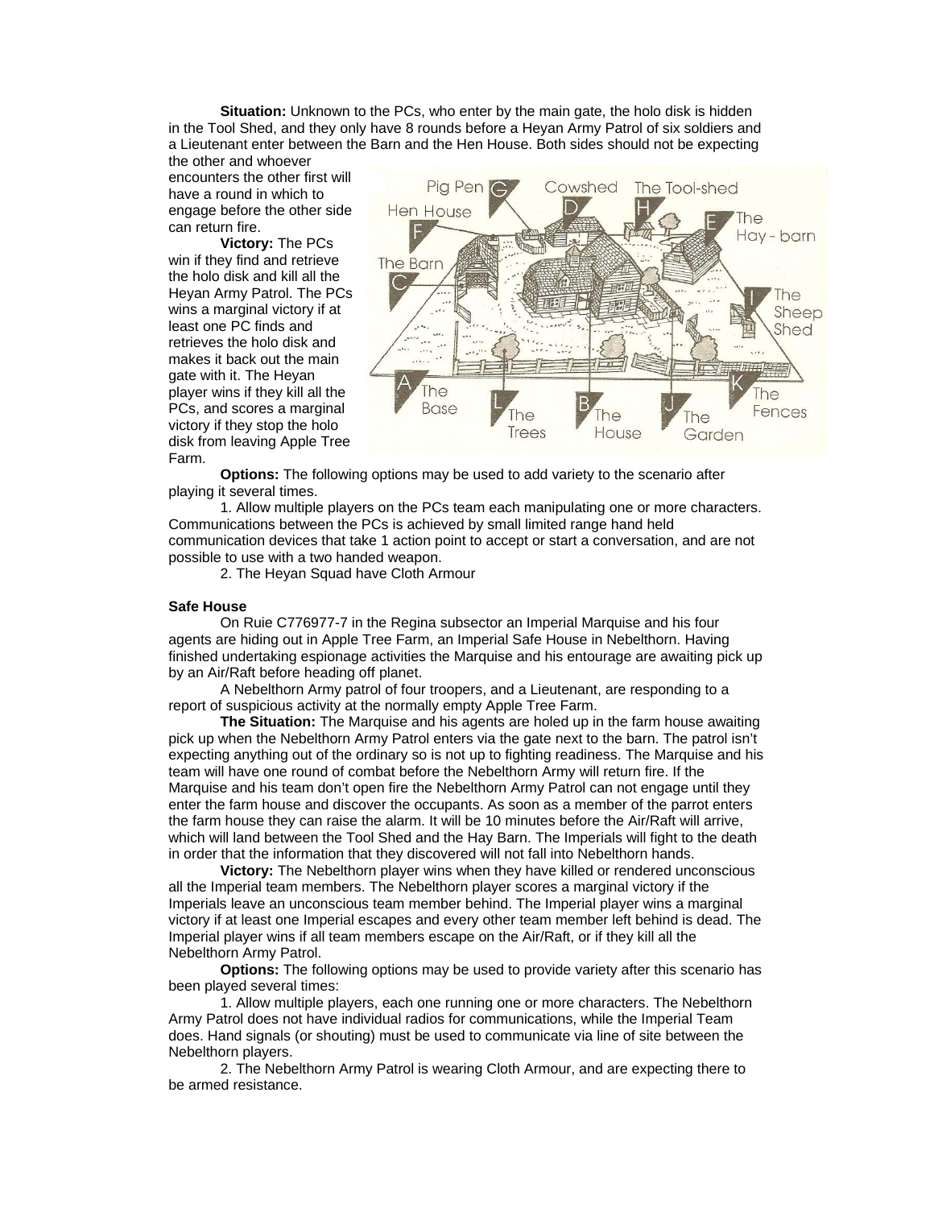**Situation:** Unknown to the PCs, who enter by the main gate, the holo disk is hidden in the Tool Shed, and they only have 8 rounds before a Heyan Army Patrol of six soldiers and a Lieutenant enter between the Barn and the Hen House. Both sides should not be expecting the other and whoever encounters the other first will have a round in which to engage before the other side can return fire.

**Victory:** The PCs win if they find and retrieve the holo disk and kill all the Heyan Army Patrol. The PCs wins a marginal victory if at least one PC finds and retrieves the holo disk and makes it back out the main gate with it. The Heyan player wins if they kill all the PCs, and scores a marginal victory if they stop the holo disk from leaving Apple Tree Farm.

**Options:** The following options may be used to add variety to the scenario after playing it several times.

1. Allow multiple players on the PCs team each manipulating one or more characters. Communications between the PCs is achieved by small limited range hand held communication devices that take 1 action point to accept or start a conversation, and are not possible to use with a two handed weapon.
2. The Heyan Squad have Cloth Armour

**Safe House**

On Ruie C776977-7 in the Regina subsector an Imperial Marquise and his four agents are hiding out in Apple Tree Farm, an Imperial Safe House in Nebelthorn. Having finished undertaking espionage activities the Marquise and his entourage are awaiting pick up by an Air/Raft before heading off planet.

A Nebelthorn Army patrol of four troopers, and a Lieutenant, are responding to a report of suspicious activity at the normally empty Apple Tree Farm.

**The Situation:** The Marquise and his agents are holed up in the farm house awaiting pick up when the Nebelthorn Army Patrol enters via the gate next to the barn. The patrol isn't expecting anything out of the ordinary so is not up to fighting readiness. The Marquise and his team will have one round of combat before the Nebelthorn Army will return fire. If the Marquise and his team don't open fire the Nebelthorn Army Patrol can not engage until they enter the farm house and discover the occupants. As soon as a member of the parrot enters the farm house they can raise the alarm. It will be 10 minutes before the Air/Raft will arrive, which will land between the Tool Shed and the Hay Barn. The Imperials will fight to the death in order that the information that they discovered will not fall into Nebelthorn hands.

**Victory:** The Nebelthorn player wins when they have killed or rendered unconscious all the Imperial team members. The Nebelthorn player scores a marginal victory if the Imperials leave an unconscious team member behind. The Imperial player wins a marginal victory if at least one Imperial escapes and every other team member left behind is dead. The Imperial player wins if all team members escape on the Air/Raft, or if they kill all the Nebelthorn Army Patrol.

**Options:** The following options may be used to provide variety after this scenario has been played several times:

1. Allow multiple players, each one running one or more characters. The Nebelthorn Army Patrol does not have individual radios for communications, while the Imperial Team does. Hand signals (or shouting) must be used to communicate via line of site between the Nebelthorn players.
2. The Nebelthorn Army Patrol is wearing Cloth Armour, and are expecting there to be armed resistance.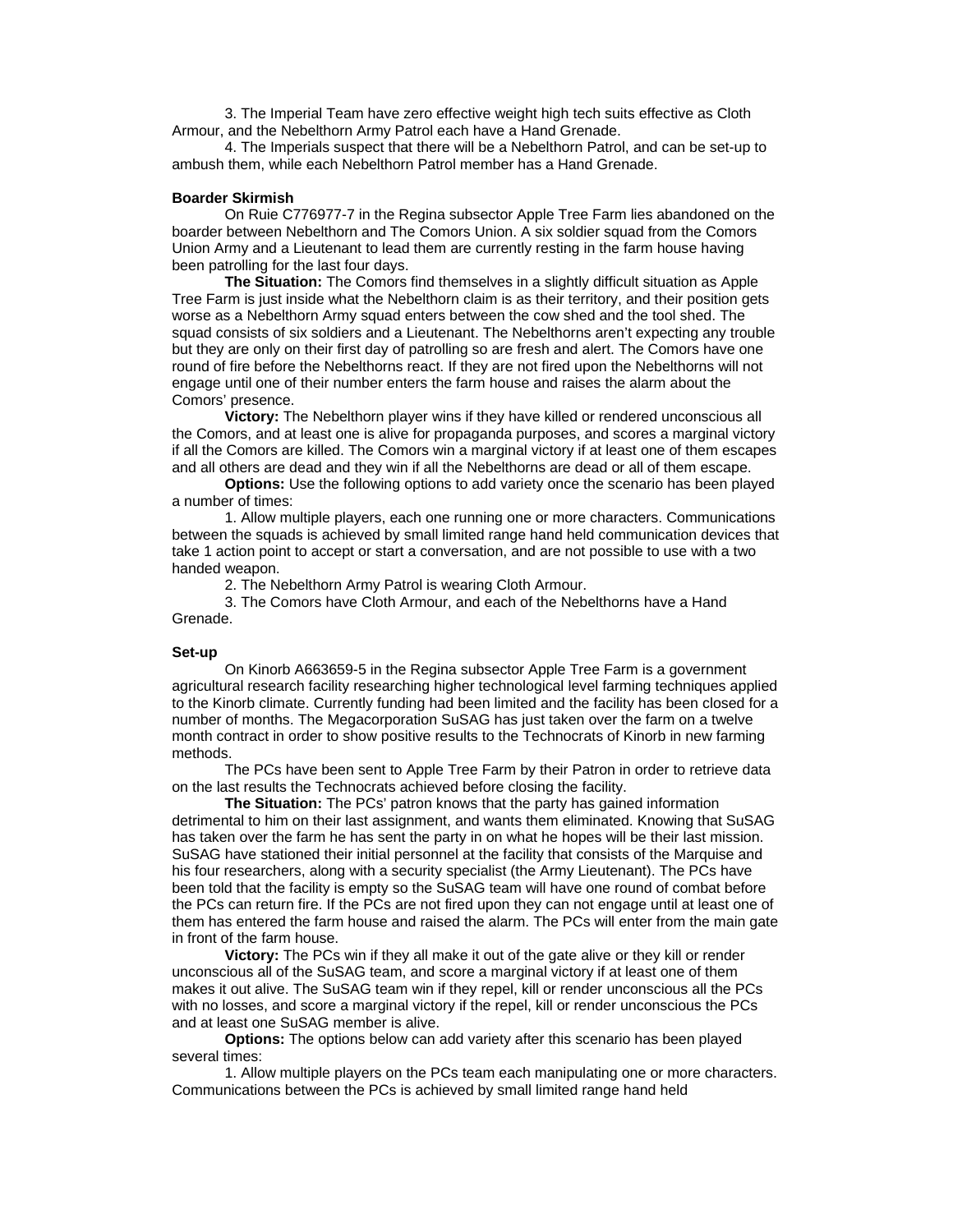3. The Imperial Team have zero effective weight high tech suits effective as Cloth Armour, and the Nebelthorn Army Patrol each have a Hand Grenade.

4. The Imperials suspect that there will be a Nebelthorn Patrol, and can be set-up to ambush them, while each Nebelthorn Patrol member has a Hand Grenade.

**Boarder Skirmish**

On Ruie C776977-7 in the Regina subsector Apple Tree Farm lies abandoned on the boarder between Nebelthorn and The Comors Union. A six soldier squad from the Comors Union Army and a Lieutenant to lead them are currently resting in the farm house having been patrolling for the last four days.

**The Situation:** The Comors find themselves in a slightly difficult situation as Apple Tree Farm is just inside what the Nebelthorn claim is as their territory, and their position gets worse as a Nebelthorn Army squad enters between the cow shed and the tool shed. The squad consists of six soldiers and a Lieutenant. The Nebelthorns aren't expecting any trouble but they are only on their first day of patrolling so are fresh and alert. The Comors have one round of fire before the Nebelthorns react. If they are not fired upon the Nebelthorns will not engage until one of their number enters the farm house and raises the alarm about the Comors' presence.

**Victory:** The Nebelthorn player wins if they have killed or rendered unconscious all the Comors, and at least one is alive for propaganda purposes, and scores a marginal victory if all the Comors are killed. The Comors win a marginal victory if at least one of them escapes and all others are dead and they win if all the Nebelthorns are dead or all of them escape.

**Options:** Use the following options to add variety once the scenario has been played a number of times:

1. Allow multiple players, each one running one or more characters. Communications between the squads is achieved by small limited range hand held communication devices that take 1 action point to accept or start a conversation, and are not possible to use with a two handed weapon.

2. The Nebelthorn Army Patrol is wearing Cloth Armour.

3. The Comors have Cloth Armour, and each of the Nebelthorns have a Hand Grenade.

**Set-up**

On Kinorb A663659-5 in the Regina subsector Apple Tree Farm is a government agricultural research facility researching higher technological level farming techniques applied to the Kinorb climate. Currently funding had been limited and the facility has been closed for a number of months. The Megacorporation SuSAG has just taken over the farm on a twelve month contract in order to show positive results to the Technocrats of Kinorb in new farming methods.

The PCs have been sent to Apple Tree Farm by their Patron in order to retrieve data on the last results the Technocrats achieved before closing the facility.

**The Situation:** The PCs' patron knows that the party has gained information detrimental to him on their last assignment, and wants them eliminated. Knowing that SuSAG has taken over the farm he has sent the party in on what he hopes will be their last mission. SuSAG have stationed their initial personnel at the facility that consists of the Marquise and his four researchers, along with a security specialist (the Army Lieutenant). The PCs have been told that the facility is empty so the SuSAG team will have one round of combat before the PCs can return fire. If the PCs are not fired upon they can not engage until at least one of them has entered the farm house and raised the alarm. The PCs will enter from the main gate in front of the farm house.

**Victory:** The PCs win if they all make it out of the gate alive or they kill or render unconscious all of the SuSAG team, and score a marginal victory if at least one of them makes it out alive. The SuSAG team win if they repel, kill or render unconscious all the PCs with no losses, and score a marginal victory if the repel, kill or render unconscious the PCs and at least one SuSAG member is alive.

**Options:** The options below can add variety after this scenario has been played several times:

1. Allow multiple players on the PCs team each manipulating one or more characters. Communications between the PCs is achieved by small limited range hand held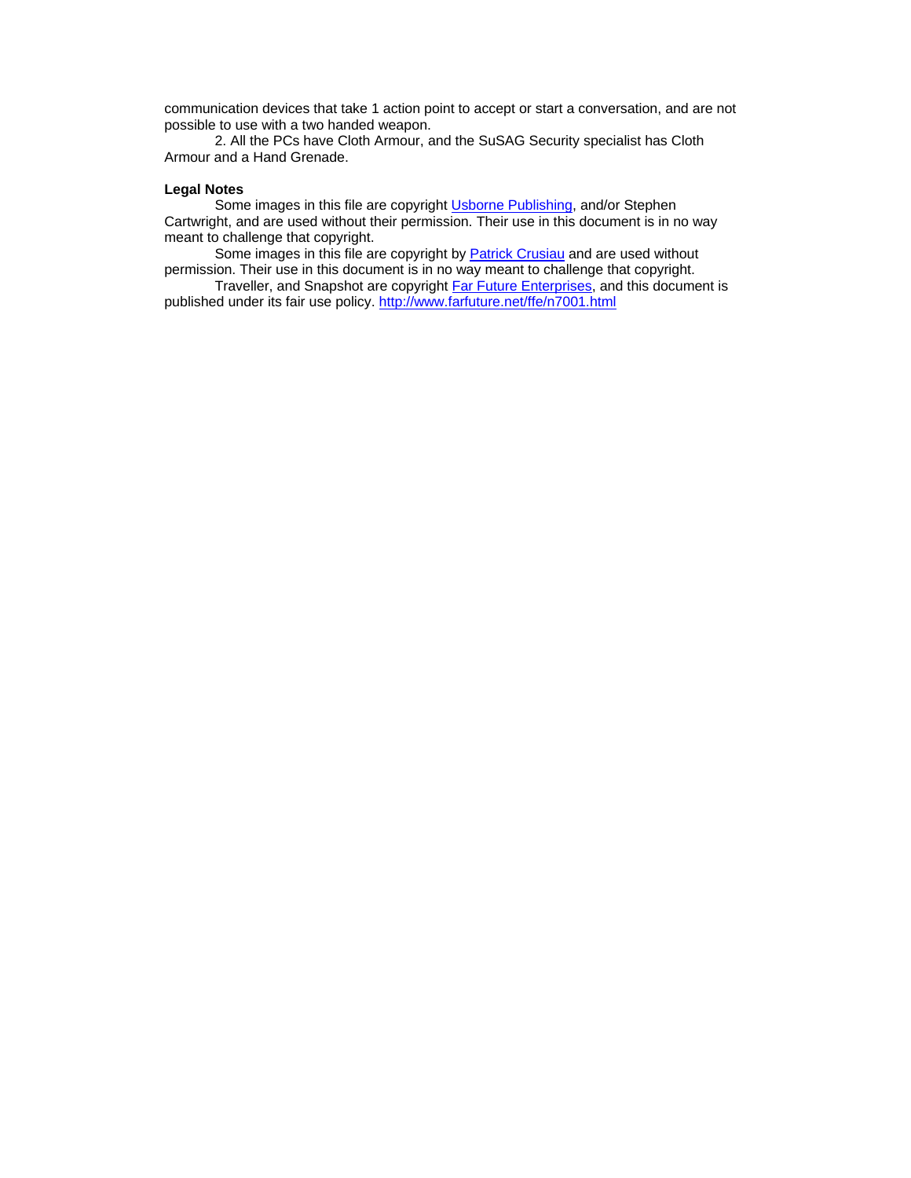communication devices that take 1 action point to accept or start a conversation, and are not possible to use with a two handed weapon.

2. All the PCs have Cloth Armour, and the SuSAG Security specialist has Cloth Armour and a Hand Grenade.

**Legal Notes**

Some images in this file are copyright [Usborne Publishing](), and/or Stephen Cartwright, and are used without their permission. Their use in this document is in no way meant to challenge that copyright.

Some images in this file are copyright by [Patrick Crusiau]() and are used without permission. Their use in this document is in no way meant to challenge that copyright.

Traveller, and Snapshot are copyright [Far Future Enterprises](), and this document is published under its fair use policy. [http://www.farfuture.net/ffe/n7001.html](http://www.farfuture.net/ffe/n7001.html)